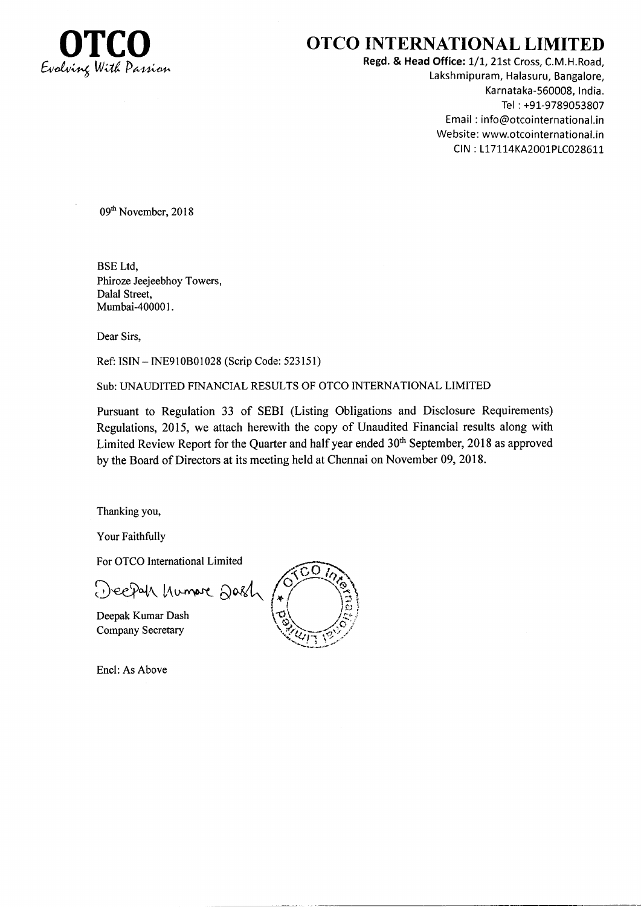# OTCO

*Evolving With Passion*

# OTCO INTERNATIONAL LIMITED

**Regd. & Head Office:** 1/1, 21st Cross, C.M.H.Road,
Lakshmipuram, Halasuru, Bangalore,
Karnataka-560008, India.
Tel : +91-9789053807
Email : info@otcointernational.in
Website: www.otcointernational.in
CIN : L17114KA2001PLC028611

09th November, 2018

BSE Ltd,
Phiroze Jeejeebhoy Towers,
Dalal Street,
Mumbai-400001.

Dear Sirs,

Ref: ISIN – INE910B01028 (Scrip Code: 523151)

Sub: UNAUDITED FINANCIAL RESULTS OF OTCO INTERNATIONAL LIMITED

Pursuant to Regulation 33 of SEBI (Listing Obligations and Disclosure Requirements) Regulations, 2015, we attach herewith the copy of Unaudited Financial results along with Limited Review Report for the Quarter and half year ended 30th September, 2018 as approved by the Board of Directors at its meeting held at Chennai on November 09, 2018.

Thanking you,

Your Faithfully

For OTCO International Limited

Deepak Kumar Dash
Company Secretary

Encl: As Above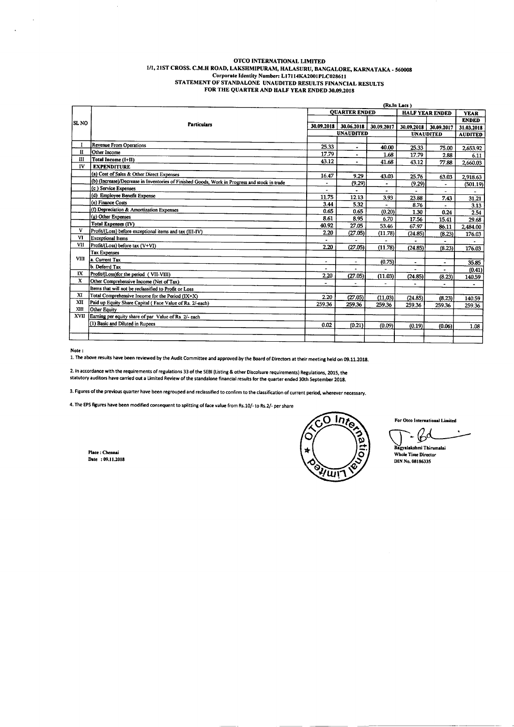# OTCO INTERNATIONAL LIMITED

1/1, 21ST CROSS. C.M.H ROAD, LAKSHMIPURAM, HALASURU, BANGALORE, KARNATAKA - 560008

Corporate Identity Number: L17114KA2001PLC028611

STATEMENT OF STANDALONE UNAUDITED RESULTS FINANCIAL RESULTS

FOR THE QUARTER AND HALF YEAR ENDED 30.09.2018

(Rs.In Lacs)

| SL NO | Particulars | QUARTER ENDED | | | HALF YEAR ENDED | | YEAR ENDED |
|---|---|---|---|---|---|---|---|
| | | 30.09.2018 | 30.06.2018 | 30.09.2017 | 30.09.2018 | 30.09.2017 | 31.03.2018 |
| | | UNAUDITED | | | UNAUDITED | | AUDITED |
| I | Revenue From Operations | 25.33 | - | 40.00 | 25.33 | 75.00 | 2,653.92 |
| II | Other Income | 17.79 | - | 1.68 | 17.79 | 2.88 | 6.11 |
| III | Total Income (I+II) | 43.12 | - | 41.68 | 43.12 | 77.88 | 2,660.03 |
| IV | **EXPENDITURE** | | | | | | |
| | (a) Cost of Sales & Other Direct Expenses | 16.47 | 9.29 | 43.03 | 25.76 | 63.03 | 2,918.63 |
| | (b) (Increase)/Decrease in Inventories of Finished Goods, Work in Progress and stock in trade | - | (9.29) | - | (9.29) | - | (501.19) |
| | (c ) Service Expenses | - | - | - | - | - | - |
| | (d) Employee Benefit Expense | 11.75 | 12.13 | 3.93 | 23.88 | 7.43 | 31.21 |
| | (e) Finance Costs | 3.44 | 5.32 | - | 8.76 | - | 3.13 |
| | (f) Depreciation & Amortization Expenses | 0.65 | 0.65 | (0.20) | 1.30 | 0.24 | 2.54 |
| | (g) Other Expenses | 8.61 | 8.95 | 6.70 | 17.56 | 15.41 | 29.68 |
| | Total Expenses (IV) | 40.92 | 27.05 | 53.46 | 67.97 | 86.11 | 2,484.00 |
| V | Profit/(Loss) before exceptional items and tax (III-IV) | 2.20 | (27.05) | (11.78) | (24.85) | (8.23) | 176.03 |
| VI | Exceptional Items | - | - | - | - | - | - |
| VII | Profit/(Loss) before tax (V+VI) | 2.20 | (27.05) | (11.78) | (24.85) | (8.23) | 176.03 |
| VIII | Tax Expenses | | | | | | |
| | a. Current Tax | - | - | (0.75) | - | - | 35.85 |
| | b. Deferrd Tax | - | - | - | - | - | (0.41) |
| IX | Profit/(Loss)for the period ( VII-VIII) | 2.20 | (27.05) | (11.03) | (24.85) | (8.23) | 140.59 |
| X | Other Comprehensive Income (Net of Tax) | - | - | - | - | - | - |
| | Items that will not be reclassified to Profit or Loss | | | | | | |
| XI | Total Comprehensive Income for the Period (IX+X) | 2.20 | (27.05) | (11.03) | (24.85) | (8.23) | 140.59 |
| XII | Paid up Equity Share Capital ( Face Value of Rs. 2/-each) | 259.36 | 259.36 | 259.36 | 259.36 | 259.36 | 259.36 |
| XIII | Other Equity | | | | | | |
| XVII | Earning per equity share of par Value of Rs 2/- each | | | | | | |
| | (1) Basic and Diluted in Rupees | 0.02 | (0.21) | (0.09) | (0.19) | (0.06) | 1.08 |

**Note :**

1. The above results have been reviewed by the Audit Committee and approved by the Board of Directors at their meeting held on 09.11.2018.

2. In accordance with the requirements of regulations 33 of the SEBI (Listing & other Discolsure requirements) Regulations, 2015, the statutory auditors have carried out a Limited Review of the standalone financial results for the quarter ended 30th September 2018.

3. Figures of the previous quarter have been regrouped and reclassified to confirm to the classification of current period, wherever necessary.

4. The EPS figures have been modified consequent to splitting of face value from Rs.10/- to Rs.2/- per share

Place : Chennai
Date : 09.11.2018

For Otco International Limited

Bagyalakshmi Thirumalai
Whole Time Director
DIN No. 08186335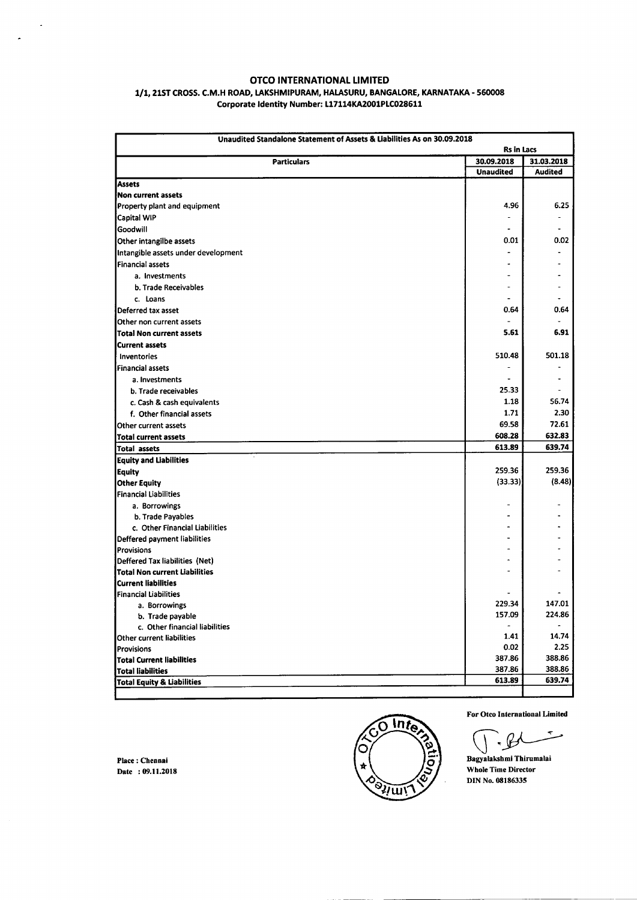# OTCO INTERNATIONAL LIMITED

**1/1, 21ST CROSS. C.M.H ROAD, LAKSHMIPURAM, HALASURU, BANGALORE, KARNATAKA - 560008**

**Corporate Identity Number: L17114KA2001PLC028611**

| Unaudited Standalone Statement of Assets & Liabilities As on 30.09.2018 | | |
|---|---|---|
| | **Rs in Lacs** | |
| **Particulars** | **30.09.2018** | **31.03.2018** |
| | **Unaudited** | **Audited** |
| **Assets** | | |
| **Non current assets** | | |
| Property plant and equipment | 4.96 | 6.25 |
| Capital WIP | - | - |
| Goodwill | - | - |
| Other intangilbe assets | 0.01 | 0.02 |
| Intangible assets under development | - | - |
| Financial assets | - | - |
| a. Investments | - | - |
| b. Trade Receivables | - | - |
| c. Loans | - | - |
| Deferred tax asset | 0.64 | 0.64 |
| Other non current assets | - | - |
| **Total Non current assets** | **5.61** | **6.91** |
| **Current assets** | | |
| Inventories | 510.48 | 501.18 |
| Financial assets | - | - |
| a. Investments | - | - |
| b. Trade receivables | 25.33 | - |
| c. Cash & cash equivalents | 1.18 | 56.74 |
| f. Other financial assets | 1.71 | 2.30 |
| Other current assets | 69.58 | 72.61 |
| **Total current assets** | **608.28** | **632.83** |
| **Total assets** | **613.89** | **639.74** |
| **Equity and Liabilities** | | |
| **Equity** | 259.36 | 259.36 |
| **Other Equity** | (33.33) | (8.48) |
| Financial Liabilities | | |
| a. Borrowings | - | - |
| b. Trade Payables | - | - |
| c. Other Financial Liabilities | - | - |
| Deffered payment liabilities | - | - |
| Provisions | - | - |
| Deffered Tax liabilities (Net) | - | - |
| **Total Non current Liabilities** | - | - |
| **Current liabilities** | | |
| Financial Liabilities | - | - |
| a. Borrowings | 229.34 | 147.01 |
| b. Trade payable | 157.09 | 224.86 |
| c. Other financial liabilities | - | - |
| Other current liabilities | 1.41 | 14.74 |
| Provisions | 0.02 | 2.25 |
| **Total Current liabilities** | 387.86 | 388.86 |
| **Total liabilities** | 387.86 | 388.86 |
| **Total Equity & Liabilities** | 613.89 | 639.74 |

**For Otco International Limited**

**Bagyalakshmi Thirumalai**
**Whole Time Director**
**DIN No. 08186335**

**Place : Chennai**
**Date : 09.11.2018**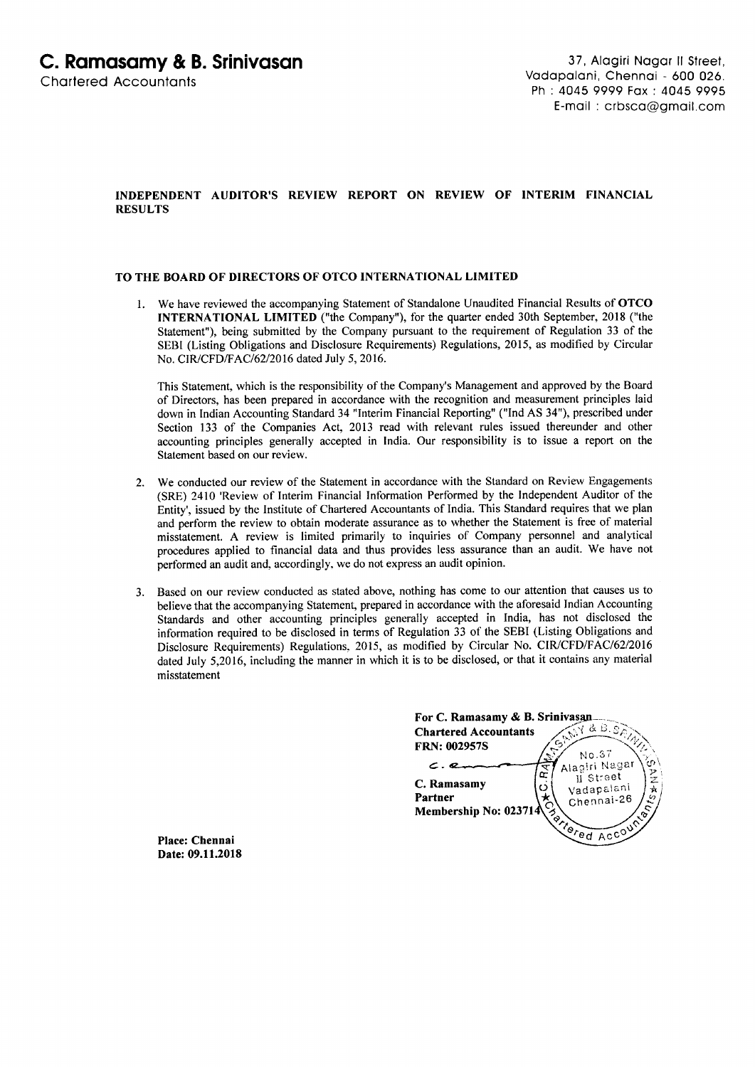**C. Ramasamy & B. Srinivasan**
Chartered Accountants

37, Alagiri Nagar II Street,
Vadapalani, Chennai - 600 026.
Ph : 4045 9999 Fax : 4045 9995
E-mail : crbsca@gmail.com

## INDEPENDENT AUDITOR'S REVIEW REPORT ON REVIEW OF INTERIM FINANCIAL RESULTS

### TO THE BOARD OF DIRECTORS OF OTCO INTERNATIONAL LIMITED

1. We have reviewed the accompanying Statement of Standalone Unaudited Financial Results of **OTCO INTERNATIONAL LIMITED** ("the Company"), for the quarter ended 30th September, 2018 ("the Statement"), being submitted by the Company pursuant to the requirement of Regulation 33 of the SEBI (Listing Obligations and Disclosure Requirements) Regulations, 2015, as modified by Circular No. CIR/CFD/FAC/62/2016 dated July 5, 2016.

   This Statement, which is the responsibility of the Company's Management and approved by the Board of Directors, has been prepared in accordance with the recognition and measurement principles laid down in Indian Accounting Standard 34 "Interim Financial Reporting" ("Ind AS 34"), prescribed under Section 133 of the Companies Act, 2013 read with relevant rules issued thereunder and other accounting principles generally accepted in India. Our responsibility is to issue a report on the Statement based on our review.

2. We conducted our review of the Statement in accordance with the Standard on Review Engagements (SRE) 2410 'Review of Interim Financial Information Performed by the Independent Auditor of the Entity', issued by the Institute of Chartered Accountants of India. This Standard requires that we plan and perform the review to obtain moderate assurance as to whether the Statement is free of material misstatement. A review is limited primarily to inquiries of Company personnel and analytical procedures applied to financial data and thus provides less assurance than an audit. We have not performed an audit and, accordingly, we do not express an audit opinion.

3. Based on our review conducted as stated above, nothing has come to our attention that causes us to believe that the accompanying Statement, prepared in accordance with the aforesaid Indian Accounting Standards and other accounting principles generally accepted in India, has not disclosed the information required to be disclosed in terms of Regulation 33 of the SEBI (Listing Obligations and Disclosure Requirements) Regulations, 2015, as modified by Circular No. CIR/CFD/FAC/62/2016 dated July 5,2016, including the manner in which it is to be disclosed, or that it contains any material misstatement

**For C. Ramasamy & B. Srinivasan**
**Chartered Accountants**
**FRN: 002957S**

**C. Ramasamy**
**Partner**
**Membership No: 023714**

**Place: Chennai**
**Date: 09.11.2018**